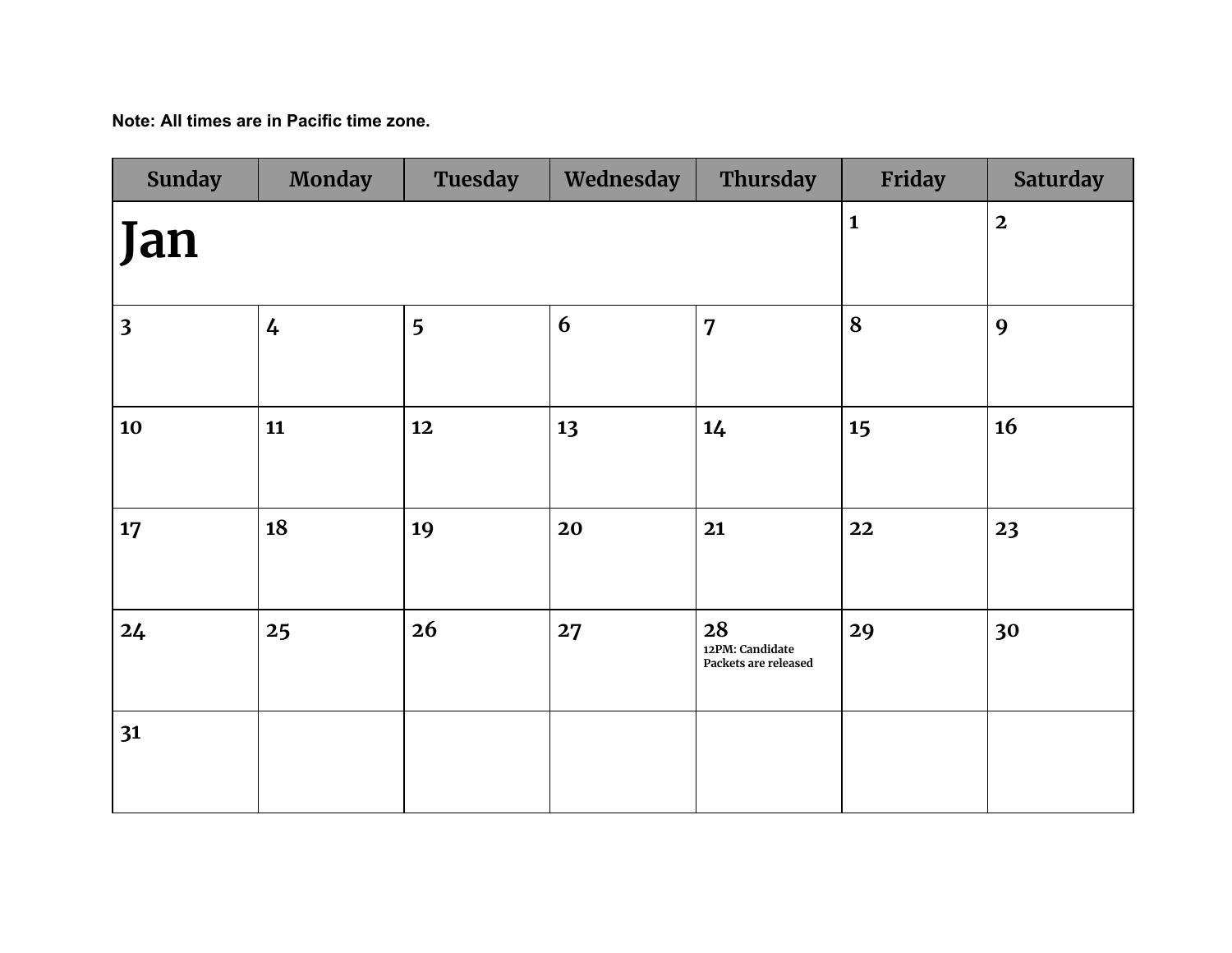**Note: All times are in Pacific time zone.**

| Sunday | Monday | Tuesday | Wednesday | Thursday | Friday | Saturday |
| --- | --- | --- | --- | --- | --- | --- |
| **Jan** | | | | | 1 | 2 |
| 3 | 4 | 5 | 6 | 7 | 8 | 9 |
| 10 | 11 | 12 | 13 | 14 | 15 | 16 |
| 17 | 18 | 19 | 20 | 21 | 22 | 23 |
| 24 | 25 | 26 | 27 | 28<br>12PM: Candidate Packets are released | 29 | 30 |
| 31 | | | | | | |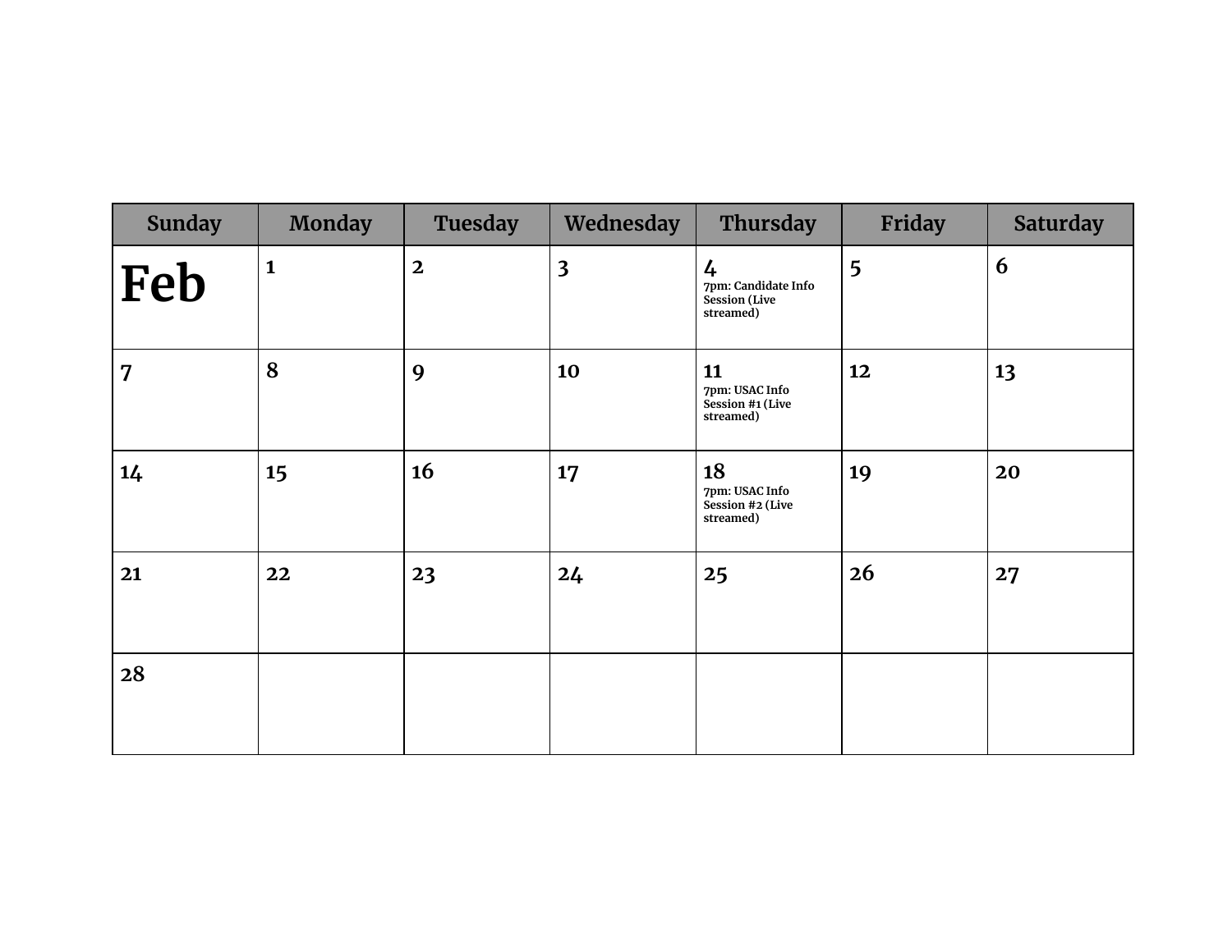| Sunday | Monday | Tuesday | Wednesday | Thursday | Friday | Saturday |
|---|---|---|---|---|---|---|
| **Feb** | 1 | 2 | 3 | 4<br>7pm: Candidate Info Session (Live streamed) | 5 | 6 |
| 7 | 8 | 9 | 10 | 11<br>7pm: USAC Info Session #1 (Live streamed) | 12 | 13 |
| 14 | 15 | 16 | 17 | 18<br>7pm: USAC Info Session #2 (Live streamed) | 19 | 20 |
| 21 | 22 | 23 | 24 | 25 | 26 | 27 |
| 28 | | | | | | |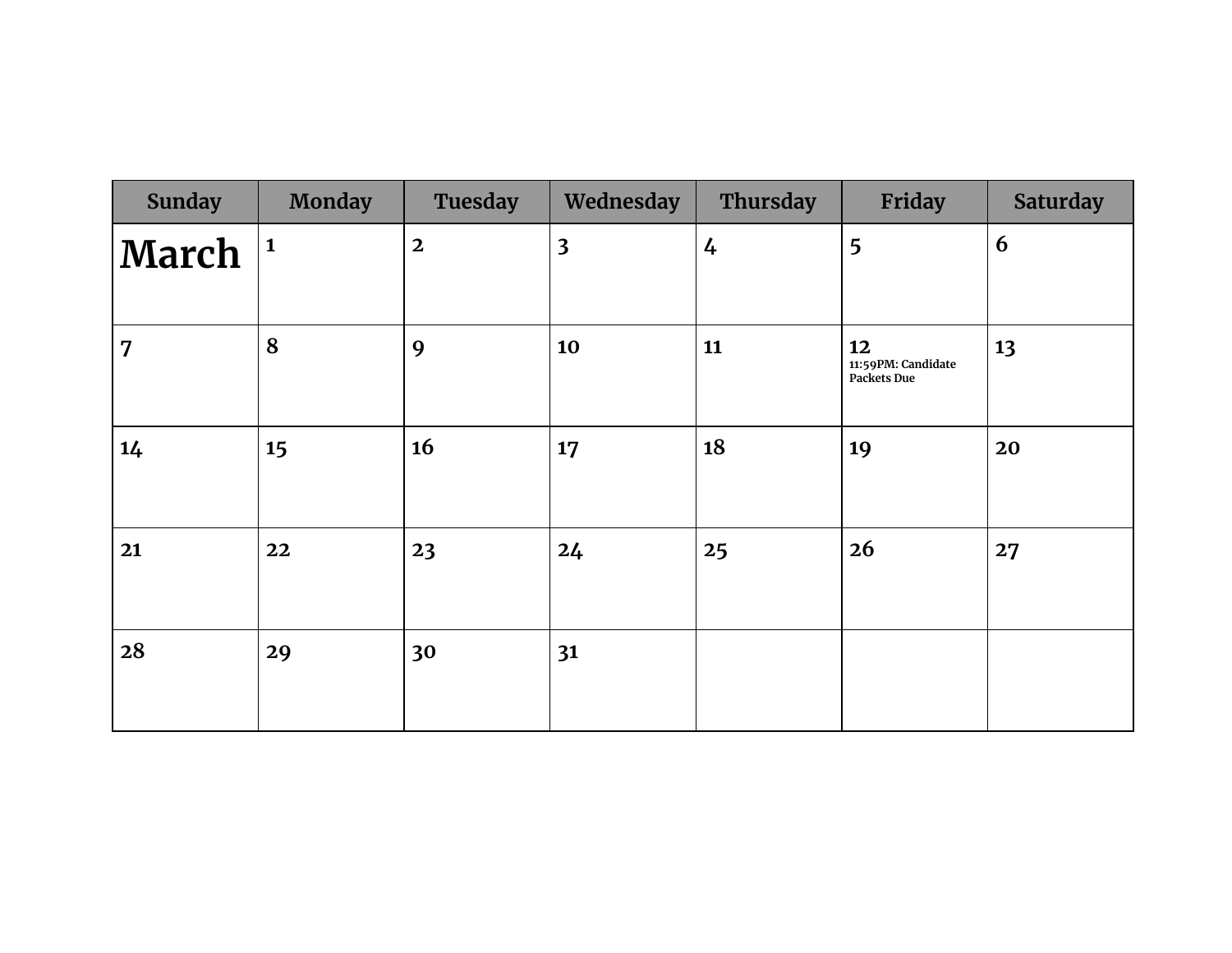| Sunday | Monday | Tuesday | Wednesday | Thursday | Friday | Saturday |
|---|---|---|---|---|---|---|
| **March** | 1 | 2 | 3 | 4 | 5 | 6 |
| 7 | 8 | 9 | 10 | 11 | 12 11:59PM: Candidate Packets Due | 13 |
| 14 | 15 | 16 | 17 | 18 | 19 | 20 |
| 21 | 22 | 23 | 24 | 25 | 26 | 27 |
| 28 | 29 | 30 | 31 | | | |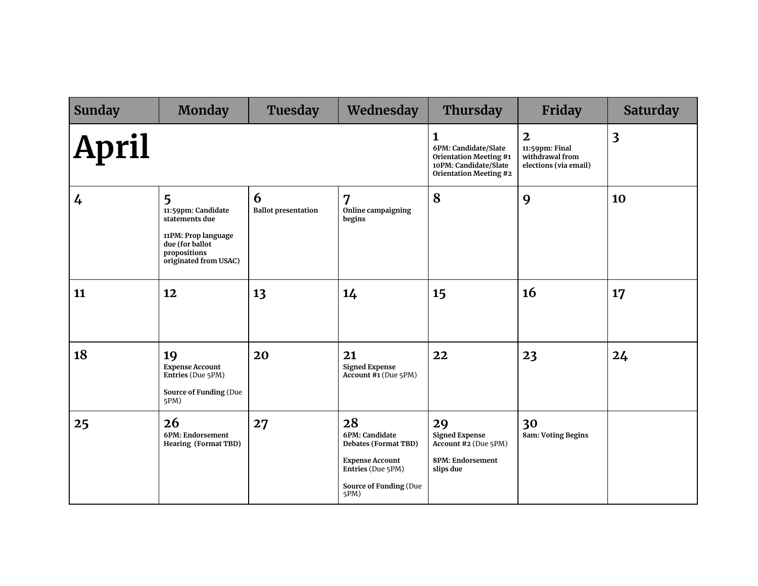| Sunday | Monday | Tuesday | Wednesday | Thursday | Friday | Saturday |
|---|---|---|---|---|---|---|
| **April** | | | | **1** 6PM: Candidate/Slate Orientation Meeting #1 10PM: Candidate/Slate Orientation Meeting #2 | **2** 11:59pm: Final withdrawal from elections (via email) | **3** |
| **4** | **5** 11:59pm: Candidate statements due<br><br>11PM: Prop language due (for ballot propositions originated from USAC) | **6** Ballot presentation | **7** Online campaigning begins | **8** | **9** | **10** |
| **11** | **12** | **13** | **14** | **15** | **16** | **17** |
| **18** | **19** **Expense Account Entries** (Due 5PM)<br><br>**Source of Funding** (Due 5PM) | **20** | **21** **Signed Expense Account #1** (Due 5PM) | **22** | **23** | **24** |
| **25** | **26** 6PM: Endorsement Hearing (Format TBD) | **27** | **28** 6PM: Candidate Debates (Format TBD)<br><br>**Expense Account Entries** (Due 5PM)<br><br>**Source of Funding** (Due 5PM) | **29** **Signed Expense Account #2** (Due 5PM)<br><br>8PM: Endorsement slips due | **30** 8am: Voting Begins | |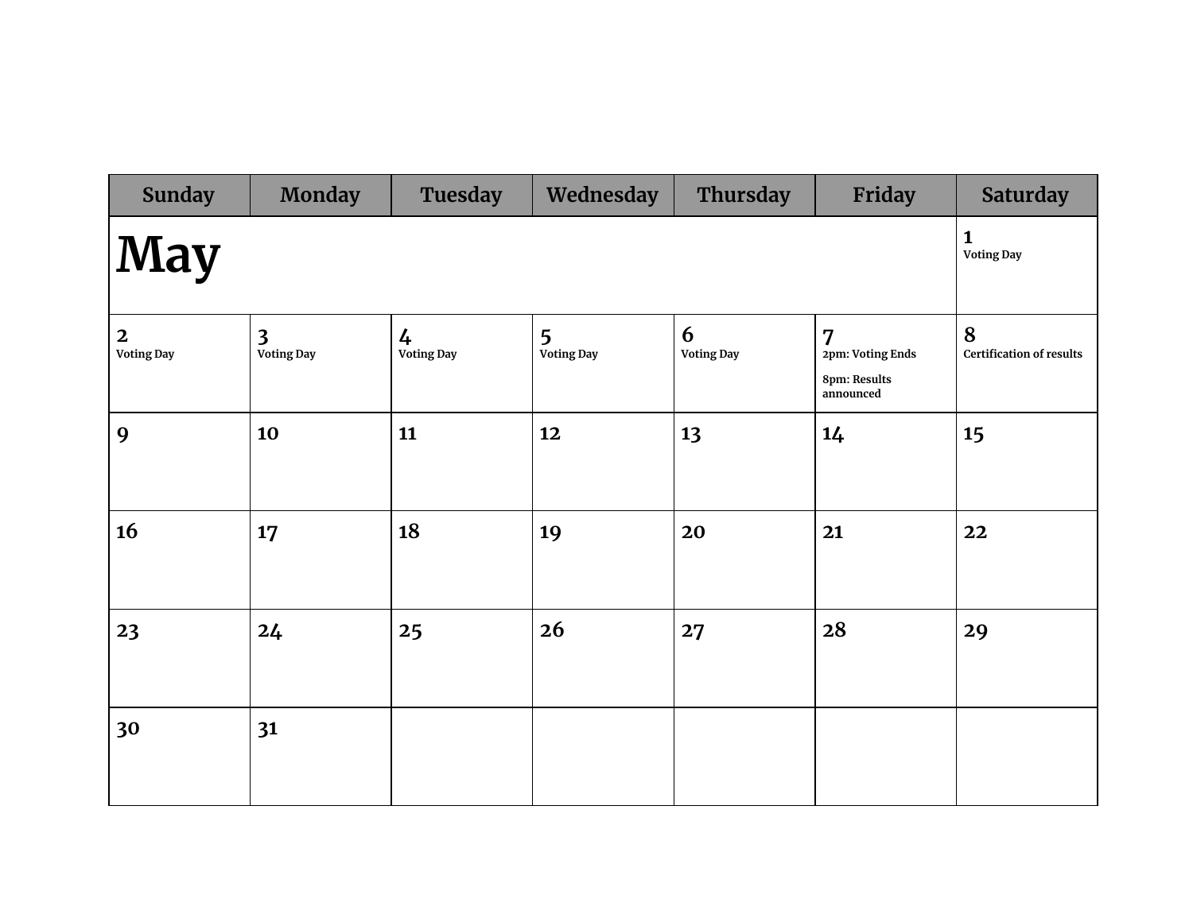| Sunday | Monday | Tuesday | Wednesday | Thursday | Friday | Saturday |
|---|---|---|---|---|---|---|
| **May** | | | | | | 1 Voting Day |
| 2 Voting Day | 3 Voting Day | 4 Voting Day | 5 Voting Day | 6 Voting Day | 7 2pm: Voting Ends 8pm: Results announced | 8 Certification of results |
| 9 | 10 | 11 | 12 | 13 | 14 | 15 |
| 16 | 17 | 18 | 19 | 20 | 21 | 22 |
| 23 | 24 | 25 | 26 | 27 | 28 | 29 |
| 30 | 31 | | | | | |